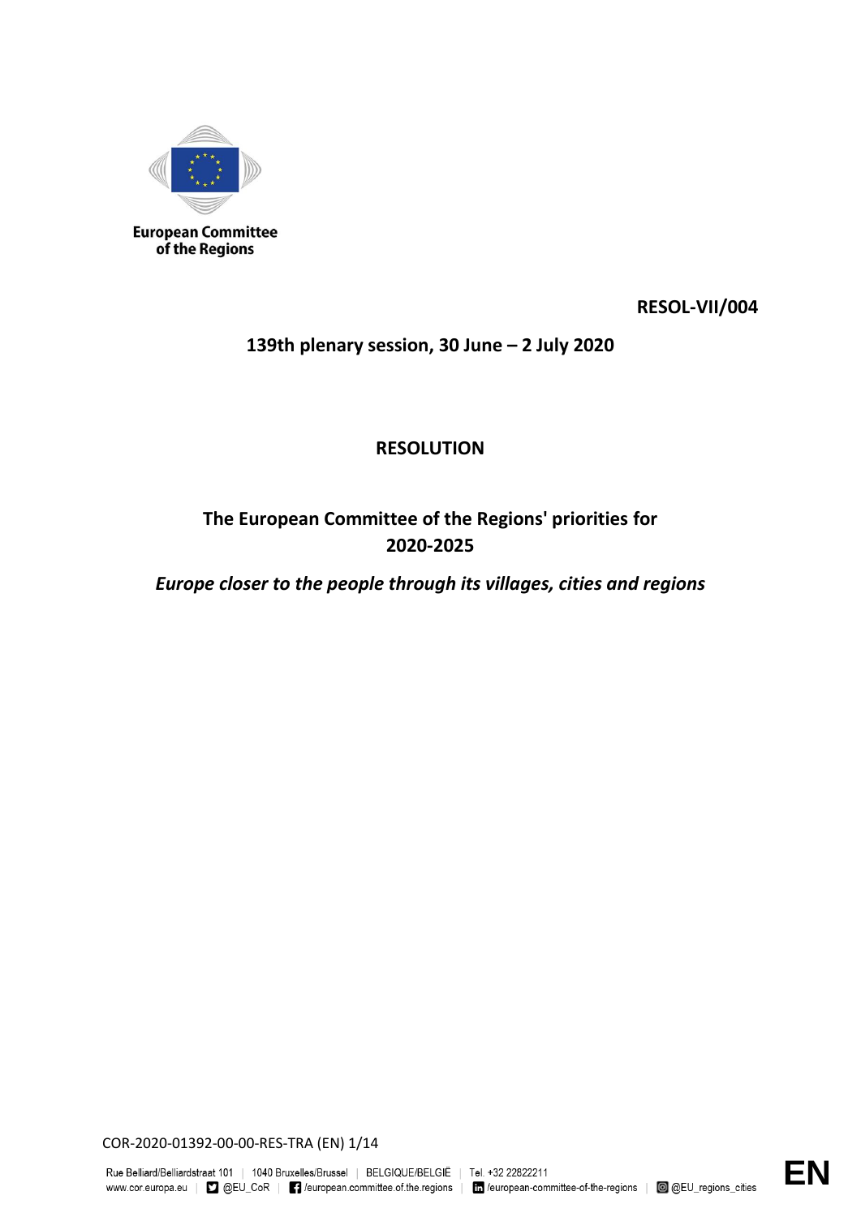European Committee of the Regions

**RESOL-VII/004**

**139th plenary session, 30 June – 2 July 2020**

# RESOLUTION

## The European Committee of the Regions' priorities for 2020-2025

***Europe closer to the people through its villages, cities and regions***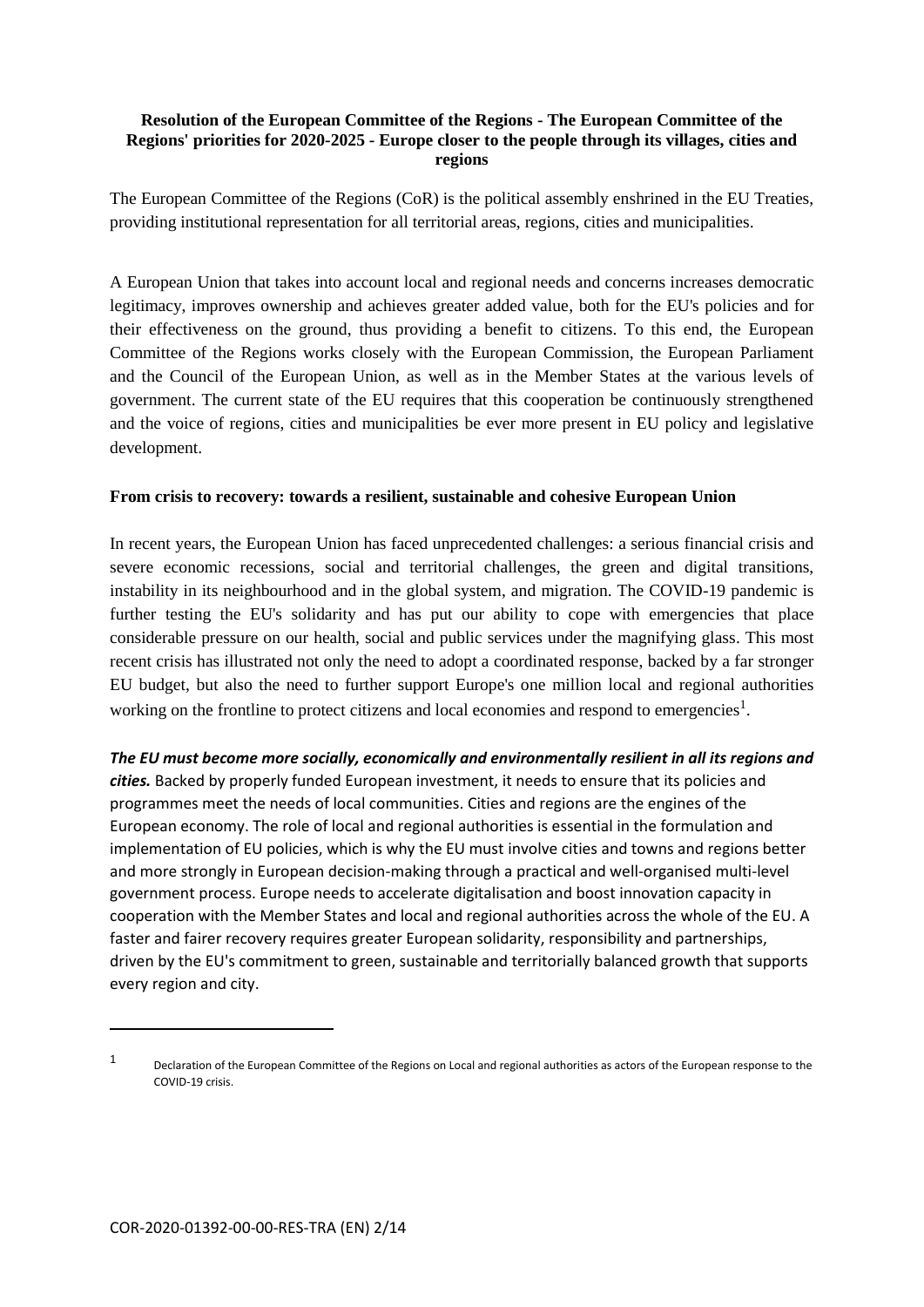**Resolution of the European Committee of the Regions - The European Committee of the Regions' priorities for 2020-2025 - Europe closer to the people through its villages, cities and regions**

The European Committee of the Regions (CoR) is the political assembly enshrined in the EU Treaties, providing institutional representation for all territorial areas, regions, cities and municipalities.

A European Union that takes into account local and regional needs and concerns increases democratic legitimacy, improves ownership and achieves greater added value, both for the EU's policies and for their effectiveness on the ground, thus providing a benefit to citizens. To this end, the European Committee of the Regions works closely with the European Commission, the European Parliament and the Council of the European Union, as well as in the Member States at the various levels of government. The current state of the EU requires that this cooperation be continuously strengthened and the voice of regions, cities and municipalities be ever more present in EU policy and legislative development.

**From crisis to recovery: towards a resilient, sustainable and cohesive European Union**

In recent years, the European Union has faced unprecedented challenges: a serious financial crisis and severe economic recessions, social and territorial challenges, the green and digital transitions, instability in its neighbourhood and in the global system, and migration. The COVID-19 pandemic is further testing the EU's solidarity and has put our ability to cope with emergencies that place considerable pressure on our health, social and public services under the magnifying glass. This most recent crisis has illustrated not only the need to adopt a coordinated response, backed by a far stronger EU budget, but also the need to further support Europe's one million local and regional authorities working on the frontline to protect citizens and local economies and respond to emergencies[1].

***The EU must become more socially, economically and environmentally resilient in all its regions and cities.*** Backed by properly funded European investment, it needs to ensure that its policies and programmes meet the needs of local communities. Cities and regions are the engines of the European economy. The role of local and regional authorities is essential in the formulation and implementation of EU policies, which is why the EU must involve cities and towns and regions better and more strongly in European decision-making through a practical and well-organised multi-level government process. Europe needs to accelerate digitalisation and boost innovation capacity in cooperation with the Member States and local and regional authorities across the whole of the EU. A faster and fairer recovery requires greater European solidarity, responsibility and partnerships, driven by the EU's commitment to green, sustainable and territorially balanced growth that supports every region and city.

---

[1] Declaration of the European Committee of the Regions on Local and regional authorities as actors of the European response to the COVID-19 crisis.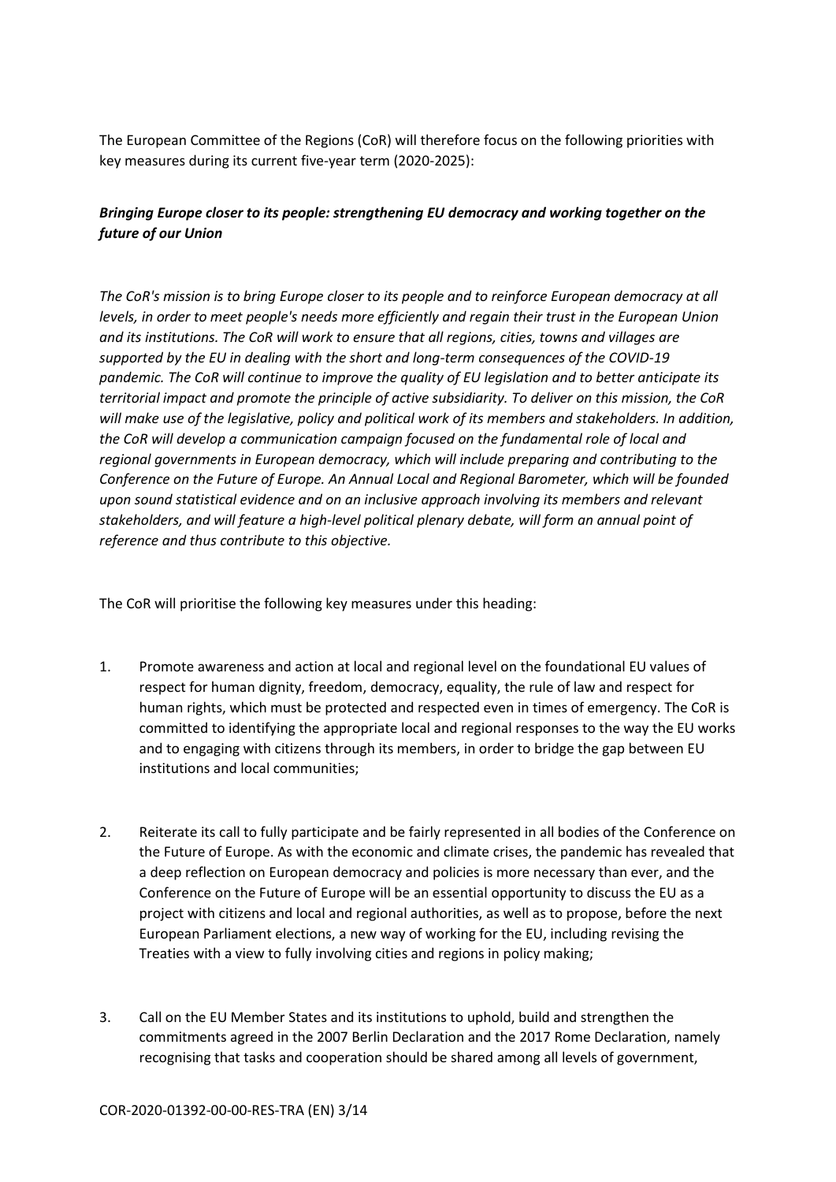The European Committee of the Regions (CoR) will therefore focus on the following priorities with key measures during its current five-year term (2020-2025):

***Bringing Europe closer to its people: strengthening EU democracy and working together on the future of our Union***

*The CoR's mission is to bring Europe closer to its people and to reinforce European democracy at all levels, in order to meet people's needs more efficiently and regain their trust in the European Union and its institutions. The CoR will work to ensure that all regions, cities, towns and villages are supported by the EU in dealing with the short and long-term consequences of the COVID-19 pandemic. The CoR will continue to improve the quality of EU legislation and to better anticipate its territorial impact and promote the principle of active subsidiarity. To deliver on this mission, the CoR will make use of the legislative, policy and political work of its members and stakeholders. In addition, the CoR will develop a communication campaign focused on the fundamental role of local and regional governments in European democracy, which will include preparing and contributing to the Conference on the Future of Europe. An Annual Local and Regional Barometer, which will be founded upon sound statistical evidence and on an inclusive approach involving its members and relevant stakeholders, and will feature a high-level political plenary debate, will form an annual point of reference and thus contribute to this objective.*

The CoR will prioritise the following key measures under this heading:

1. Promote awareness and action at local and regional level on the foundational EU values of respect for human dignity, freedom, democracy, equality, the rule of law and respect for human rights, which must be protected and respected even in times of emergency. The CoR is committed to identifying the appropriate local and regional responses to the way the EU works and to engaging with citizens through its members, in order to bridge the gap between EU institutions and local communities;

2. Reiterate its call to fully participate and be fairly represented in all bodies of the Conference on the Future of Europe. As with the economic and climate crises, the pandemic has revealed that a deep reflection on European democracy and policies is more necessary than ever, and the Conference on the Future of Europe will be an essential opportunity to discuss the EU as a project with citizens and local and regional authorities, as well as to propose, before the next European Parliament elections, a new way of working for the EU, including revising the Treaties with a view to fully involving cities and regions in policy making;

3. Call on the EU Member States and its institutions to uphold, build and strengthen the commitments agreed in the 2007 Berlin Declaration and the 2017 Rome Declaration, namely recognising that tasks and cooperation should be shared among all levels of government,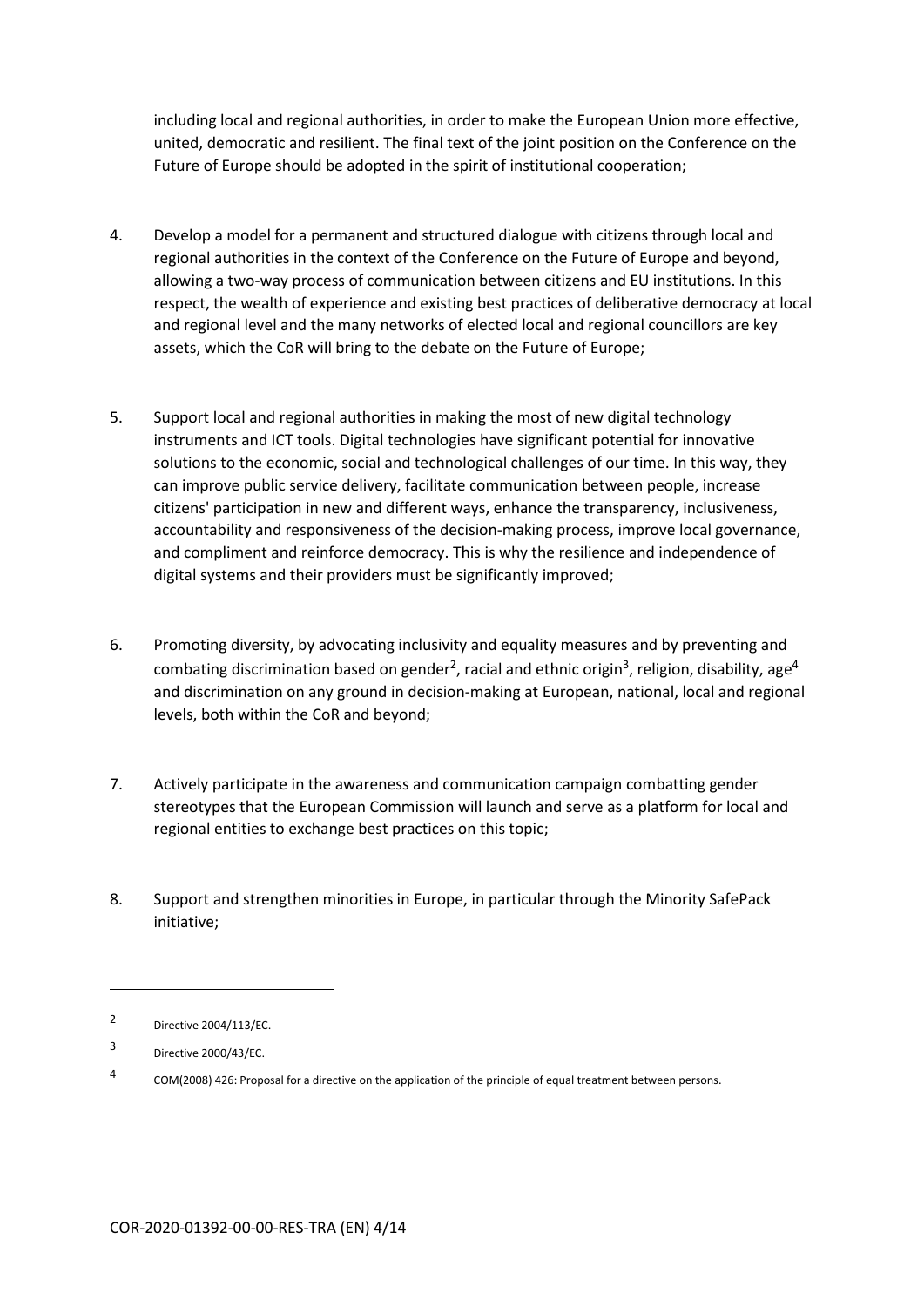including local and regional authorities, in order to make the European Union more effective, united, democratic and resilient. The final text of the joint position on the Conference on the Future of Europe should be adopted in the spirit of institutional cooperation;

4. Develop a model for a permanent and structured dialogue with citizens through local and regional authorities in the context of the Conference on the Future of Europe and beyond, allowing a two-way process of communication between citizens and EU institutions. In this respect, the wealth of experience and existing best practices of deliberative democracy at local and regional level and the many networks of elected local and regional councillors are key assets, which the CoR will bring to the debate on the Future of Europe;

5. Support local and regional authorities in making the most of new digital technology instruments and ICT tools. Digital technologies have significant potential for innovative solutions to the economic, social and technological challenges of our time. In this way, they can improve public service delivery, facilitate communication between people, increase citizens' participation in new and different ways, enhance the transparency, inclusiveness, accountability and responsiveness of the decision-making process, improve local governance, and compliment and reinforce democracy. This is why the resilience and independence of digital systems and their providers must be significantly improved;

6. Promoting diversity, by advocating inclusivity and equality measures and by preventing and combating discrimination based on gender[2], racial and ethnic origin[3], religion, disability, age[4] and discrimination on any ground in decision-making at European, national, local and regional levels, both within the CoR and beyond;

7. Actively participate in the awareness and communication campaign combatting gender stereotypes that the European Commission will launch and serve as a platform for local and regional entities to exchange best practices on this topic;

8. Support and strengthen minorities in Europe, in particular through the Minority SafePack initiative;

---

[2] Directive 2004/113/EC.

[3] Directive 2000/43/EC.

[4] COM(2008) 426: Proposal for a directive on the application of the principle of equal treatment between persons.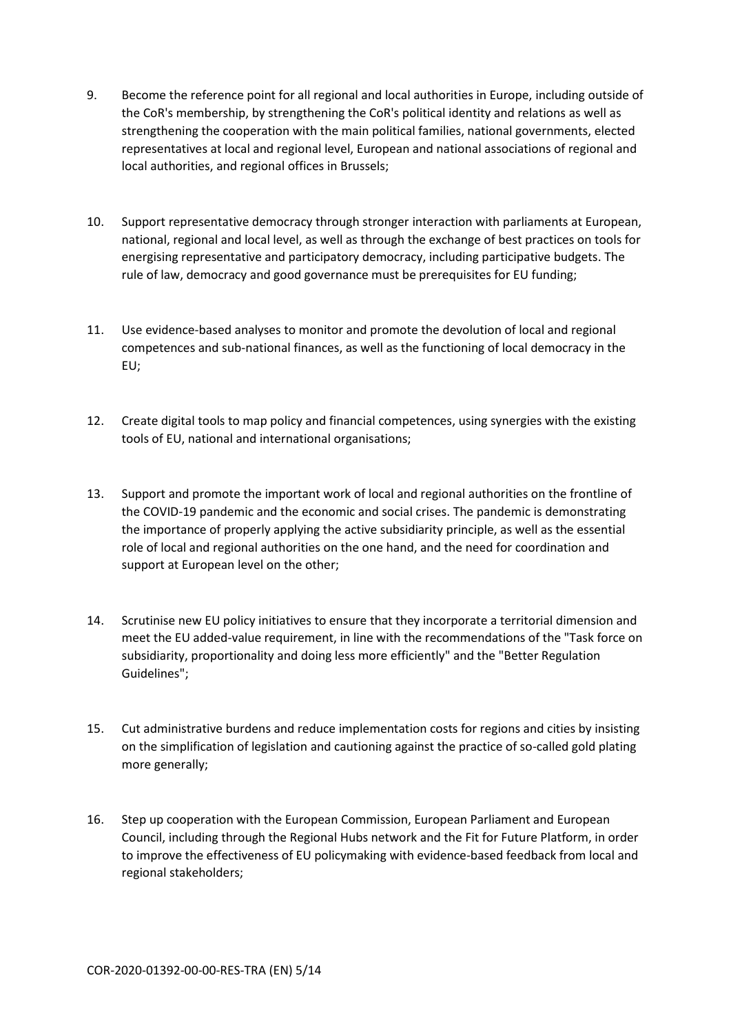9. Become the reference point for all regional and local authorities in Europe, including outside of the CoR's membership, by strengthening the CoR's political identity and relations as well as strengthening the cooperation with the main political families, national governments, elected representatives at local and regional level, European and national associations of regional and local authorities, and regional offices in Brussels;

10. Support representative democracy through stronger interaction with parliaments at European, national, regional and local level, as well as through the exchange of best practices on tools for energising representative and participatory democracy, including participative budgets. The rule of law, democracy and good governance must be prerequisites for EU funding;

11. Use evidence-based analyses to monitor and promote the devolution of local and regional competences and sub-national finances, as well as the functioning of local democracy in the EU;

12. Create digital tools to map policy and financial competences, using synergies with the existing tools of EU, national and international organisations;

13. Support and promote the important work of local and regional authorities on the frontline of the COVID-19 pandemic and the economic and social crises. The pandemic is demonstrating the importance of properly applying the active subsidiarity principle, as well as the essential role of local and regional authorities on the one hand, and the need for coordination and support at European level on the other;

14. Scrutinise new EU policy initiatives to ensure that they incorporate a territorial dimension and meet the EU added-value requirement, in line with the recommendations of the "Task force on subsidiarity, proportionality and doing less more efficiently" and the "Better Regulation Guidelines";

15. Cut administrative burdens and reduce implementation costs for regions and cities by insisting on the simplification of legislation and cautioning against the practice of so-called gold plating more generally;

16. Step up cooperation with the European Commission, European Parliament and European Council, including through the Regional Hubs network and the Fit for Future Platform, in order to improve the effectiveness of EU policymaking with evidence-based feedback from local and regional stakeholders;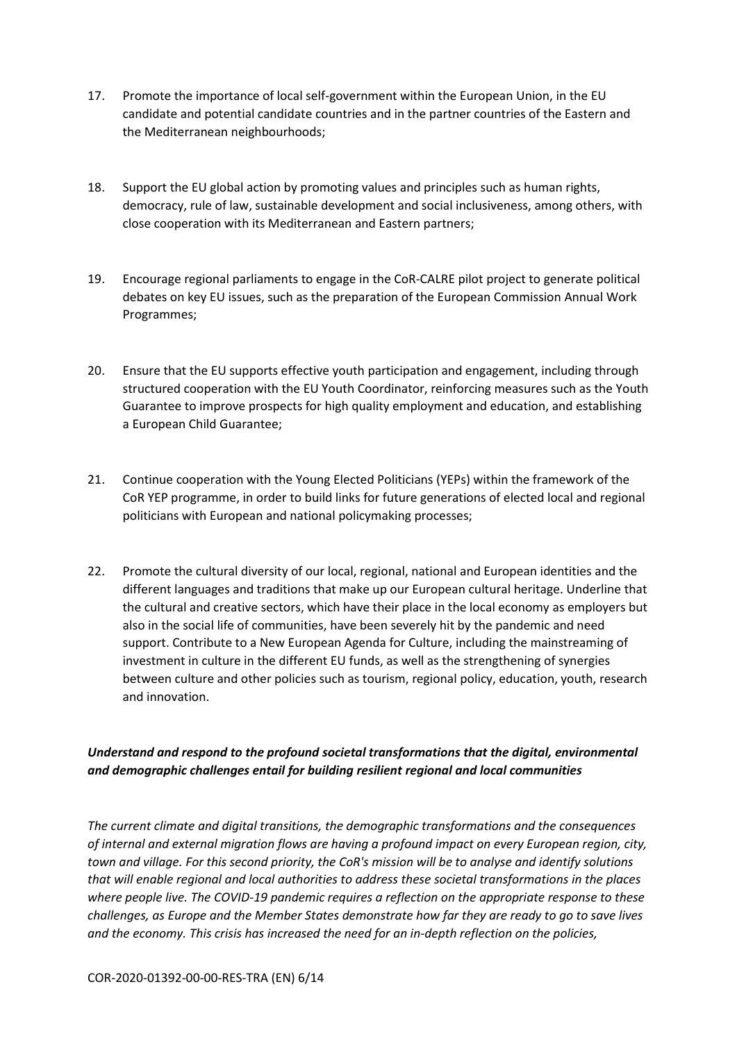17. Promote the importance of local self-government within the European Union, in the EU candidate and potential candidate countries and in the partner countries of the Eastern and the Mediterranean neighbourhoods;

18. Support the EU global action by promoting values and principles such as human rights, democracy, rule of law, sustainable development and social inclusiveness, among others, with close cooperation with its Mediterranean and Eastern partners;

19. Encourage regional parliaments to engage in the CoR-CALRE pilot project to generate political debates on key EU issues, such as the preparation of the European Commission Annual Work Programmes;

20. Ensure that the EU supports effective youth participation and engagement, including through structured cooperation with the EU Youth Coordinator, reinforcing measures such as the Youth Guarantee to improve prospects for high quality employment and education, and establishing a European Child Guarantee;

21. Continue cooperation with the Young Elected Politicians (YEPs) within the framework of the CoR YEP programme, in order to build links for future generations of elected local and regional politicians with European and national policymaking processes;

22. Promote the cultural diversity of our local, regional, national and European identities and the different languages and traditions that make up our European cultural heritage. Underline that the cultural and creative sectors, which have their place in the local economy as employers but also in the social life of communities, have been severely hit by the pandemic and need support. Contribute to a New European Agenda for Culture, including the mainstreaming of investment in culture in the different EU funds, as well as the strengthening of synergies between culture and other policies such as tourism, regional policy, education, youth, research and innovation.

***Understand and respond to the profound societal transformations that the digital, environmental and demographic challenges entail for building resilient regional and local communities***

*The current climate and digital transitions, the demographic transformations and the consequences of internal and external migration flows are having a profound impact on every European region, city, town and village. For this second priority, the CoR's mission will be to analyse and identify solutions that will enable regional and local authorities to address these societal transformations in the places where people live. The COVID-19 pandemic requires a reflection on the appropriate response to these challenges, as Europe and the Member States demonstrate how far they are ready to go to save lives and the economy. This crisis has increased the need for an in-depth reflection on the policies,*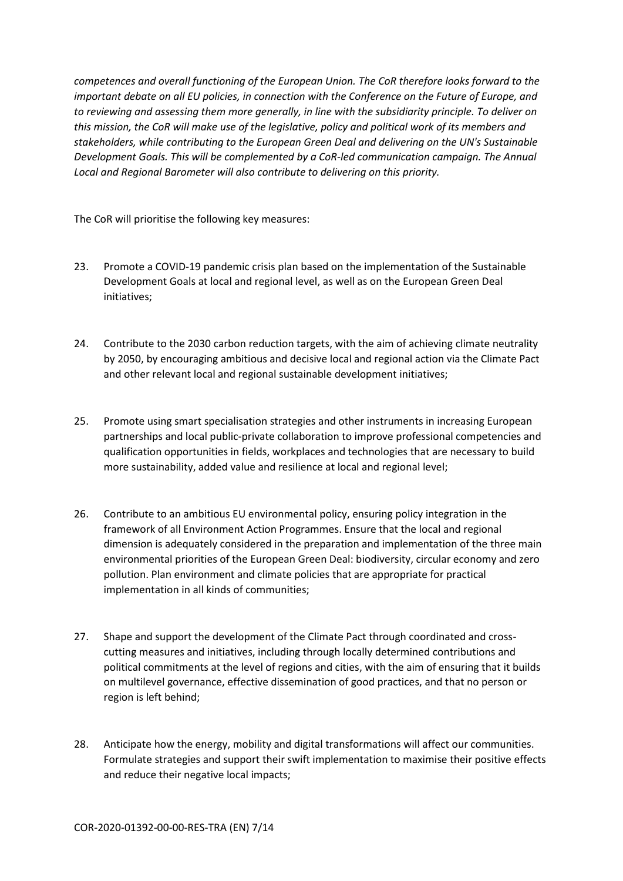*competences and overall functioning of the European Union. The CoR therefore looks forward to the important debate on all EU policies, in connection with the Conference on the Future of Europe, and to reviewing and assessing them more generally, in line with the subsidiarity principle. To deliver on this mission, the CoR will make use of the legislative, policy and political work of its members and stakeholders, while contributing to the European Green Deal and delivering on the UN's Sustainable Development Goals. This will be complemented by a CoR-led communication campaign. The Annual Local and Regional Barometer will also contribute to delivering on this priority.*

The CoR will prioritise the following key measures:

23. Promote a COVID-19 pandemic crisis plan based on the implementation of the Sustainable Development Goals at local and regional level, as well as on the European Green Deal initiatives;

24. Contribute to the 2030 carbon reduction targets, with the aim of achieving climate neutrality by 2050, by encouraging ambitious and decisive local and regional action via the Climate Pact and other relevant local and regional sustainable development initiatives;

25. Promote using smart specialisation strategies and other instruments in increasing European partnerships and local public-private collaboration to improve professional competencies and qualification opportunities in fields, workplaces and technologies that are necessary to build more sustainability, added value and resilience at local and regional level;

26. Contribute to an ambitious EU environmental policy, ensuring policy integration in the framework of all Environment Action Programmes. Ensure that the local and regional dimension is adequately considered in the preparation and implementation of the three main environmental priorities of the European Green Deal: biodiversity, circular economy and zero pollution. Plan environment and climate policies that are appropriate for practical implementation in all kinds of communities;

27. Shape and support the development of the Climate Pact through coordinated and cross-cutting measures and initiatives, including through locally determined contributions and political commitments at the level of regions and cities, with the aim of ensuring that it builds on multilevel governance, effective dissemination of good practices, and that no person or region is left behind;

28. Anticipate how the energy, mobility and digital transformations will affect our communities. Formulate strategies and support their swift implementation to maximise their positive effects and reduce their negative local impacts;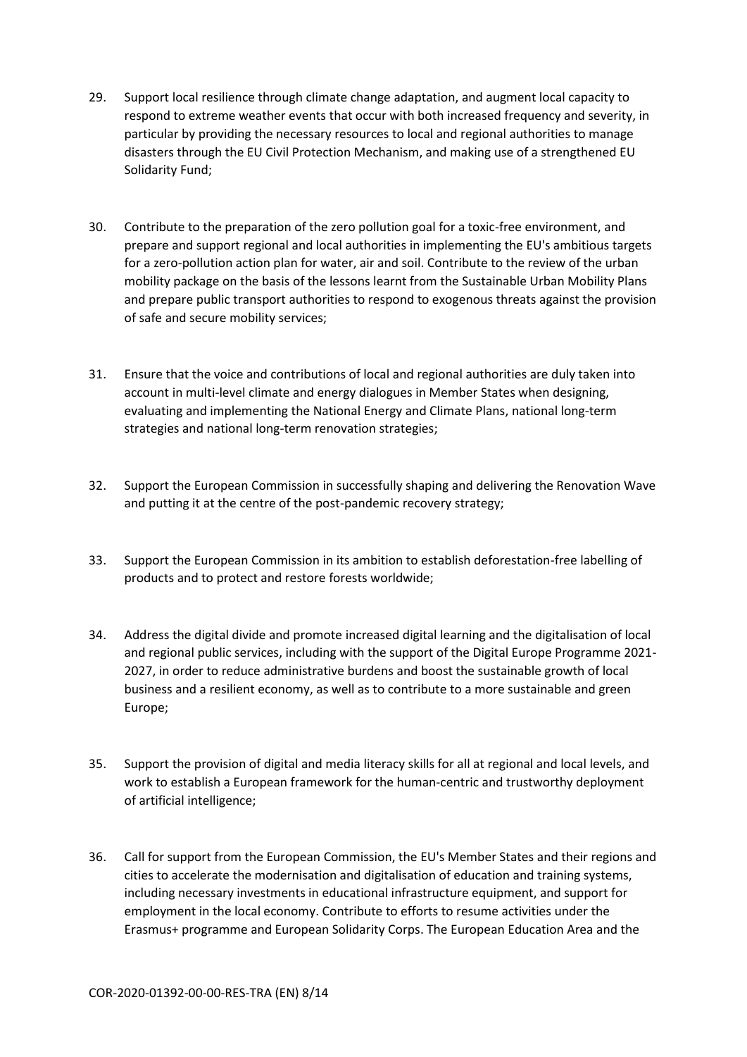29. Support local resilience through climate change adaptation, and augment local capacity to respond to extreme weather events that occur with both increased frequency and severity, in particular by providing the necessary resources to local and regional authorities to manage disasters through the EU Civil Protection Mechanism, and making use of a strengthened EU Solidarity Fund;

30. Contribute to the preparation of the zero pollution goal for a toxic-free environment, and prepare and support regional and local authorities in implementing the EU's ambitious targets for a zero-pollution action plan for water, air and soil. Contribute to the review of the urban mobility package on the basis of the lessons learnt from the Sustainable Urban Mobility Plans and prepare public transport authorities to respond to exogenous threats against the provision of safe and secure mobility services;

31. Ensure that the voice and contributions of local and regional authorities are duly taken into account in multi-level climate and energy dialogues in Member States when designing, evaluating and implementing the National Energy and Climate Plans, national long-term strategies and national long-term renovation strategies;

32. Support the European Commission in successfully shaping and delivering the Renovation Wave and putting it at the centre of the post-pandemic recovery strategy;

33. Support the European Commission in its ambition to establish deforestation-free labelling of products and to protect and restore forests worldwide;

34. Address the digital divide and promote increased digital learning and the digitalisation of local and regional public services, including with the support of the Digital Europe Programme 2021-2027, in order to reduce administrative burdens and boost the sustainable growth of local business and a resilient economy, as well as to contribute to a more sustainable and green Europe;

35. Support the provision of digital and media literacy skills for all at regional and local levels, and work to establish a European framework for the human-centric and trustworthy deployment of artificial intelligence;

36. Call for support from the European Commission, the EU's Member States and their regions and cities to accelerate the modernisation and digitalisation of education and training systems, including necessary investments in educational infrastructure equipment, and support for employment in the local economy. Contribute to efforts to resume activities under the Erasmus+ programme and European Solidarity Corps. The European Education Area and the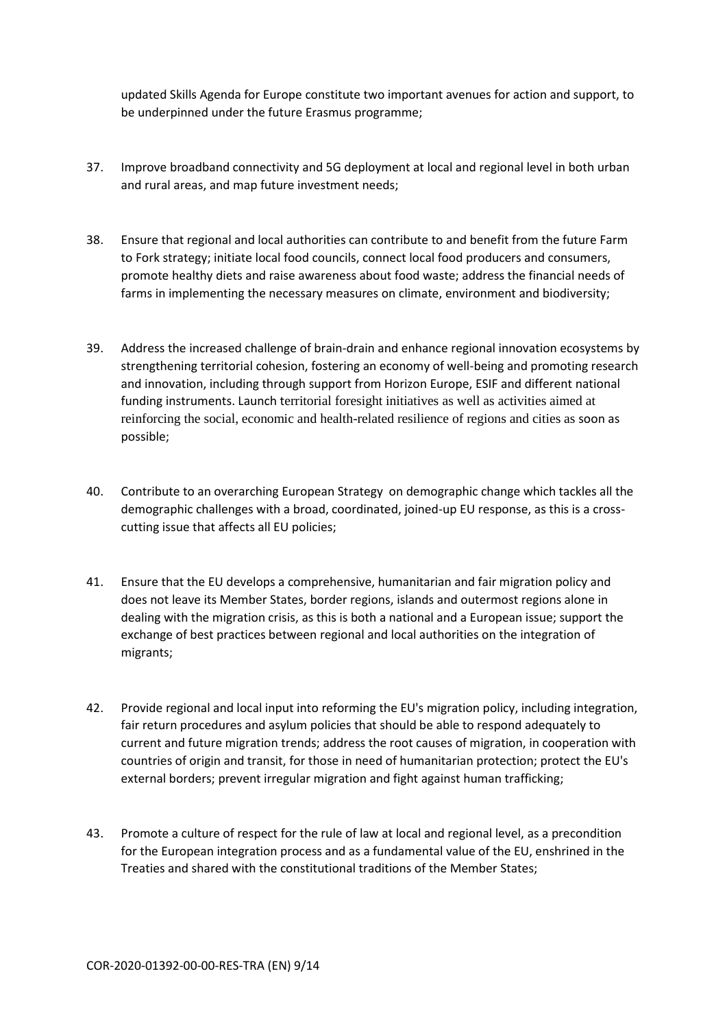updated Skills Agenda for Europe constitute two important avenues for action and support, to be underpinned under the future Erasmus programme;

37. Improve broadband connectivity and 5G deployment at local and regional level in both urban and rural areas, and map future investment needs;

38. Ensure that regional and local authorities can contribute to and benefit from the future Farm to Fork strategy; initiate local food councils, connect local food producers and consumers, promote healthy diets and raise awareness about food waste; address the financial needs of farms in implementing the necessary measures on climate, environment and biodiversity;

39. Address the increased challenge of brain-drain and enhance regional innovation ecosystems by strengthening territorial cohesion, fostering an economy of well-being and promoting research and innovation, including through support from Horizon Europe, ESIF and different national funding instruments. Launch territorial foresight initiatives as well as activities aimed at reinforcing the social, economic and health-related resilience of regions and cities as soon as possible;

40. Contribute to an overarching European Strategy on demographic change which tackles all the demographic challenges with a broad, coordinated, joined-up EU response, as this is a cross-cutting issue that affects all EU policies;

41. Ensure that the EU develops a comprehensive, humanitarian and fair migration policy and does not leave its Member States, border regions, islands and outermost regions alone in dealing with the migration crisis, as this is both a national and a European issue; support the exchange of best practices between regional and local authorities on the integration of migrants;

42. Provide regional and local input into reforming the EU's migration policy, including integration, fair return procedures and asylum policies that should be able to respond adequately to current and future migration trends; address the root causes of migration, in cooperation with countries of origin and transit, for those in need of humanitarian protection; protect the EU's external borders; prevent irregular migration and fight against human trafficking;

43. Promote a culture of respect for the rule of law at local and regional level, as a precondition for the European integration process and as a fundamental value of the EU, enshrined in the Treaties and shared with the constitutional traditions of the Member States;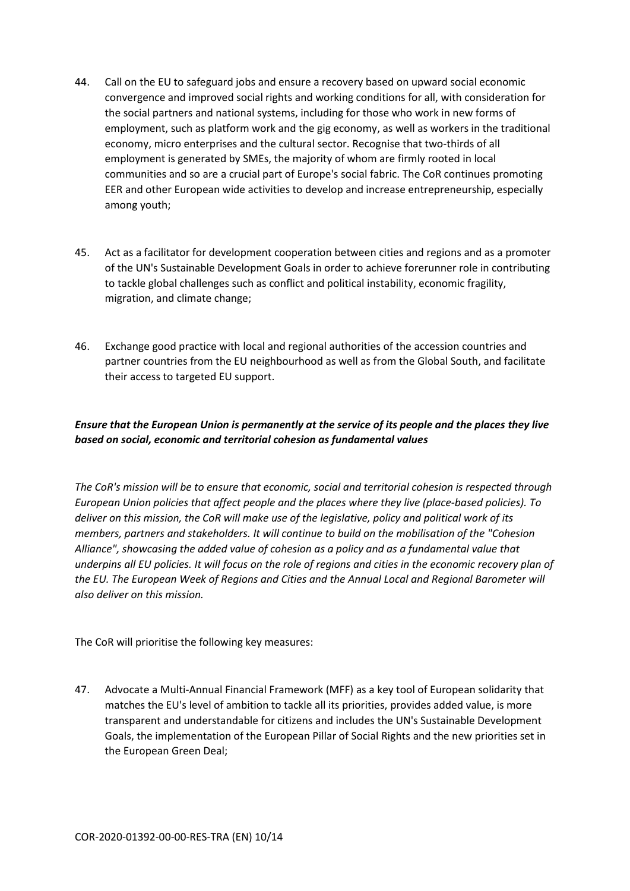44. Call on the EU to safeguard jobs and ensure a recovery based on upward social economic convergence and improved social rights and working conditions for all, with consideration for the social partners and national systems, including for those who work in new forms of employment, such as platform work and the gig economy, as well as workers in the traditional economy, micro enterprises and the cultural sector. Recognise that two-thirds of all employment is generated by SMEs, the majority of whom are firmly rooted in local communities and so are a crucial part of Europe's social fabric. The CoR continues promoting EER and other European wide activities to develop and increase entrepreneurship, especially among youth;

45. Act as a facilitator for development cooperation between cities and regions and as a promoter of the UN's Sustainable Development Goals in order to achieve forerunner role in contributing to tackle global challenges such as conflict and political instability, economic fragility, migration, and climate change;

46. Exchange good practice with local and regional authorities of the accession countries and partner countries from the EU neighbourhood as well as from the Global South, and facilitate their access to targeted EU support.

***Ensure that the European Union is permanently at the service of its people and the places they live based on social, economic and territorial cohesion as fundamental values***

*The CoR's mission will be to ensure that economic, social and territorial cohesion is respected through European Union policies that affect people and the places where they live (place-based policies). To deliver on this mission, the CoR will make use of the legislative, policy and political work of its members, partners and stakeholders. It will continue to build on the mobilisation of the "Cohesion Alliance", showcasing the added value of cohesion as a policy and as a fundamental value that underpins all EU policies. It will focus on the role of regions and cities in the economic recovery plan of the EU. The European Week of Regions and Cities and the Annual Local and Regional Barometer will also deliver on this mission.*

The CoR will prioritise the following key measures:

47. Advocate a Multi-Annual Financial Framework (MFF) as a key tool of European solidarity that matches the EU's level of ambition to tackle all its priorities, provides added value, is more transparent and understandable for citizens and includes the UN's Sustainable Development Goals, the implementation of the European Pillar of Social Rights and the new priorities set in the European Green Deal;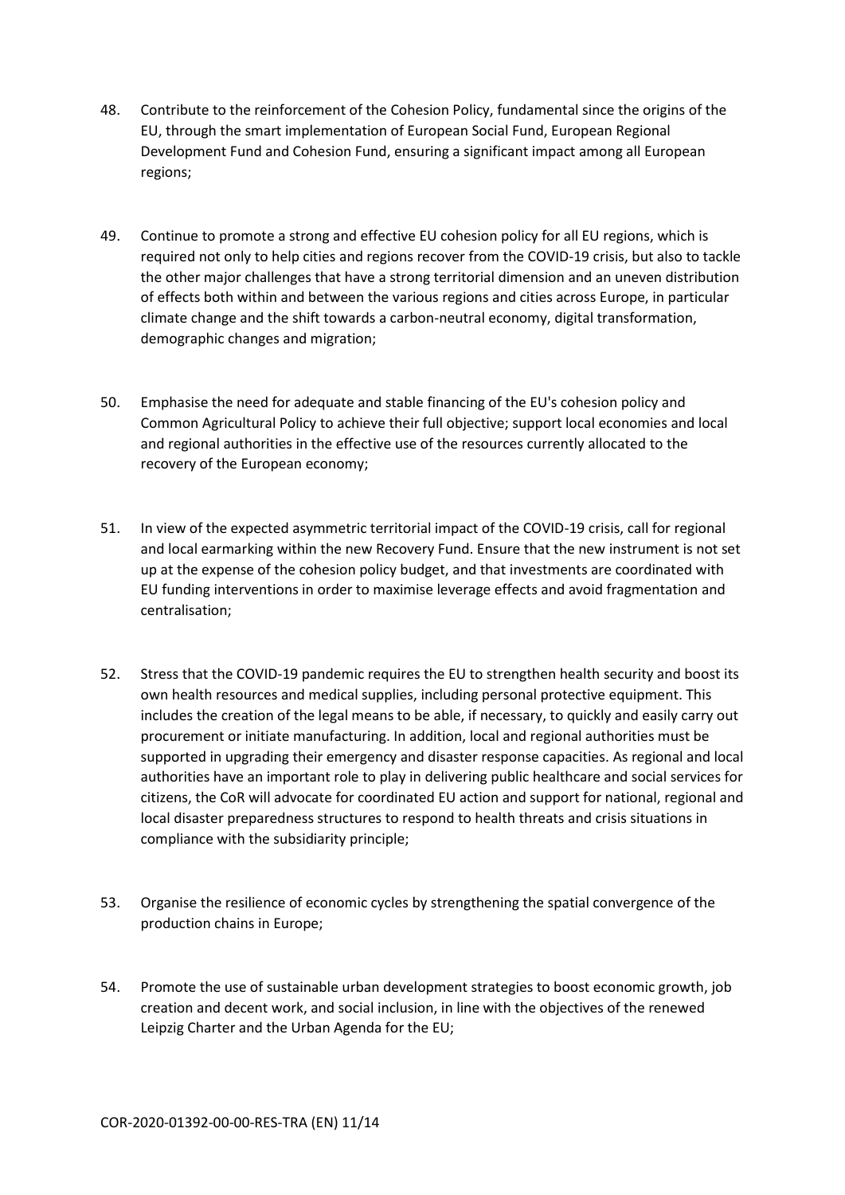48. Contribute to the reinforcement of the Cohesion Policy, fundamental since the origins of the EU, through the smart implementation of European Social Fund, European Regional Development Fund and Cohesion Fund, ensuring a significant impact among all European regions;

49. Continue to promote a strong and effective EU cohesion policy for all EU regions, which is required not only to help cities and regions recover from the COVID-19 crisis, but also to tackle the other major challenges that have a strong territorial dimension and an uneven distribution of effects both within and between the various regions and cities across Europe, in particular climate change and the shift towards a carbon-neutral economy, digital transformation, demographic changes and migration;

50. Emphasise the need for adequate and stable financing of the EU's cohesion policy and Common Agricultural Policy to achieve their full objective; support local economies and local and regional authorities in the effective use of the resources currently allocated to the recovery of the European economy;

51. In view of the expected asymmetric territorial impact of the COVID-19 crisis, call for regional and local earmarking within the new Recovery Fund. Ensure that the new instrument is not set up at the expense of the cohesion policy budget, and that investments are coordinated with EU funding interventions in order to maximise leverage effects and avoid fragmentation and centralisation;

52. Stress that the COVID-19 pandemic requires the EU to strengthen health security and boost its own health resources and medical supplies, including personal protective equipment. This includes the creation of the legal means to be able, if necessary, to quickly and easily carry out procurement or initiate manufacturing. In addition, local and regional authorities must be supported in upgrading their emergency and disaster response capacities. As regional and local authorities have an important role to play in delivering public healthcare and social services for citizens, the CoR will advocate for coordinated EU action and support for national, regional and local disaster preparedness structures to respond to health threats and crisis situations in compliance with the subsidiarity principle;

53. Organise the resilience of economic cycles by strengthening the spatial convergence of the production chains in Europe;

54. Promote the use of sustainable urban development strategies to boost economic growth, job creation and decent work, and social inclusion, in line with the objectives of the renewed Leipzig Charter and the Urban Agenda for the EU;

COR-2020-01392-00-00-RES-TRA (EN)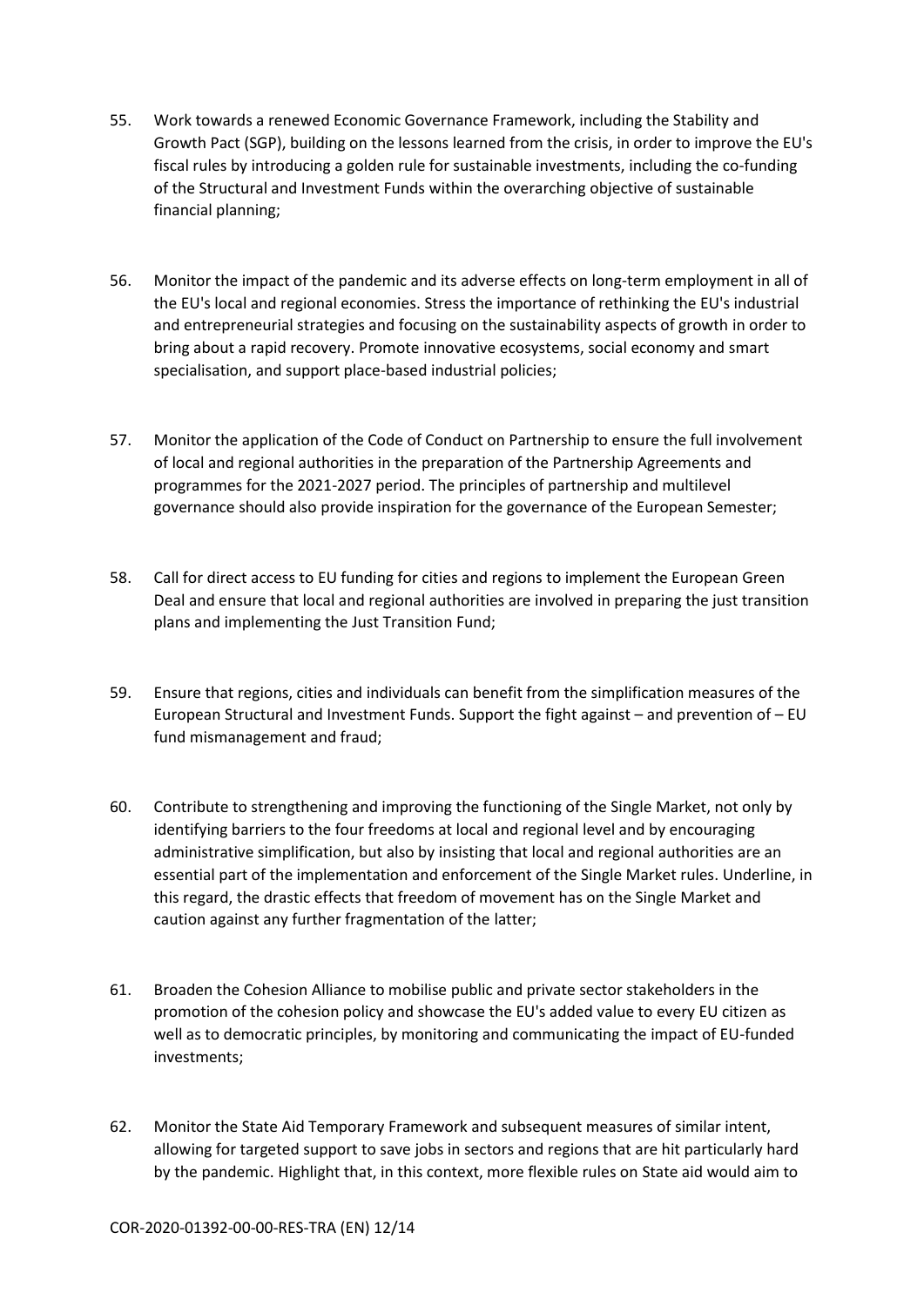55. Work towards a renewed Economic Governance Framework, including the Stability and Growth Pact (SGP), building on the lessons learned from the crisis, in order to improve the EU's fiscal rules by introducing a golden rule for sustainable investments, including the co-funding of the Structural and Investment Funds within the overarching objective of sustainable financial planning;

56. Monitor the impact of the pandemic and its adverse effects on long-term employment in all of the EU's local and regional economies. Stress the importance of rethinking the EU's industrial and entrepreneurial strategies and focusing on the sustainability aspects of growth in order to bring about a rapid recovery. Promote innovative ecosystems, social economy and smart specialisation, and support place-based industrial policies;

57. Monitor the application of the Code of Conduct on Partnership to ensure the full involvement of local and regional authorities in the preparation of the Partnership Agreements and programmes for the 2021-2027 period. The principles of partnership and multilevel governance should also provide inspiration for the governance of the European Semester;

58. Call for direct access to EU funding for cities and regions to implement the European Green Deal and ensure that local and regional authorities are involved in preparing the just transition plans and implementing the Just Transition Fund;

59. Ensure that regions, cities and individuals can benefit from the simplification measures of the European Structural and Investment Funds. Support the fight against – and prevention of – EU fund mismanagement and fraud;

60. Contribute to strengthening and improving the functioning of the Single Market, not only by identifying barriers to the four freedoms at local and regional level and by encouraging administrative simplification, but also by insisting that local and regional authorities are an essential part of the implementation and enforcement of the Single Market rules. Underline, in this regard, the drastic effects that freedom of movement has on the Single Market and caution against any further fragmentation of the latter;

61. Broaden the Cohesion Alliance to mobilise public and private sector stakeholders in the promotion of the cohesion policy and showcase the EU's added value to every EU citizen as well as to democratic principles, by monitoring and communicating the impact of EU-funded investments;

62. Monitor the State Aid Temporary Framework and subsequent measures of similar intent, allowing for targeted support to save jobs in sectors and regions that are hit particularly hard by the pandemic. Highlight that, in this context, more flexible rules on State aid would aim to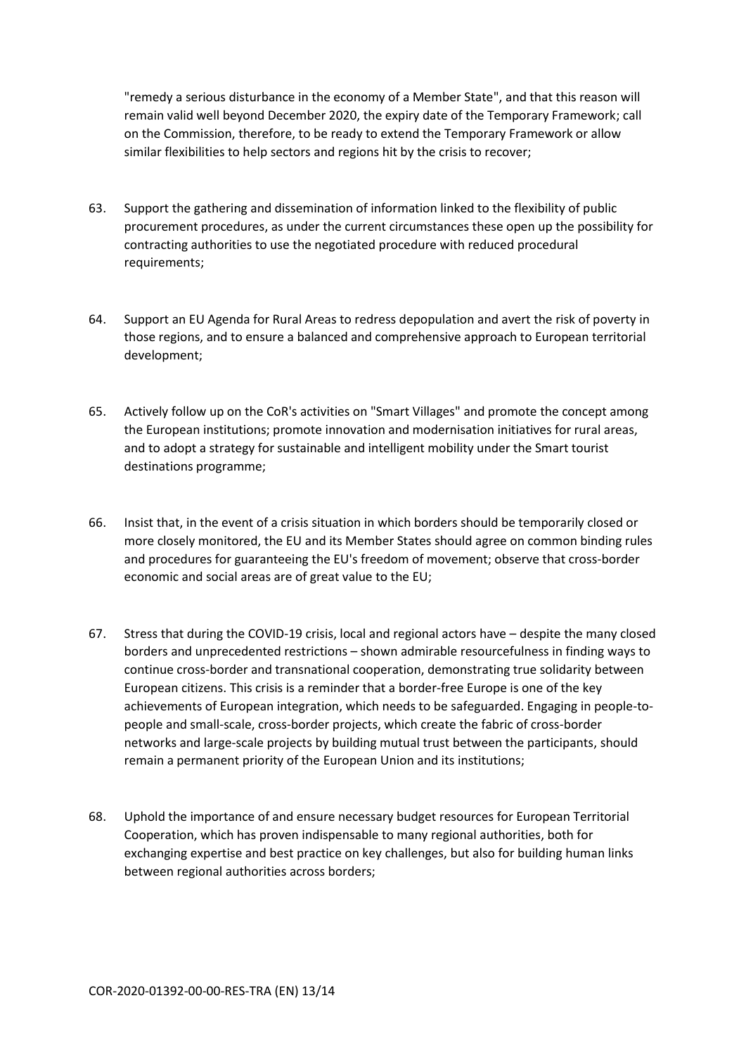"remedy a serious disturbance in the economy of a Member State", and that this reason will remain valid well beyond December 2020, the expiry date of the Temporary Framework; call on the Commission, therefore, to be ready to extend the Temporary Framework or allow similar flexibilities to help sectors and regions hit by the crisis to recover;

63. Support the gathering and dissemination of information linked to the flexibility of public procurement procedures, as under the current circumstances these open up the possibility for contracting authorities to use the negotiated procedure with reduced procedural requirements;

64. Support an EU Agenda for Rural Areas to redress depopulation and avert the risk of poverty in those regions, and to ensure a balanced and comprehensive approach to European territorial development;

65. Actively follow up on the CoR's activities on "Smart Villages" and promote the concept among the European institutions; promote innovation and modernisation initiatives for rural areas, and to adopt a strategy for sustainable and intelligent mobility under the Smart tourist destinations programme;

66. Insist that, in the event of a crisis situation in which borders should be temporarily closed or more closely monitored, the EU and its Member States should agree on common binding rules and procedures for guaranteeing the EU's freedom of movement; observe that cross-border economic and social areas are of great value to the EU;

67. Stress that during the COVID-19 crisis, local and regional actors have – despite the many closed borders and unprecedented restrictions – shown admirable resourcefulness in finding ways to continue cross-border and transnational cooperation, demonstrating true solidarity between European citizens. This crisis is a reminder that a border-free Europe is one of the key achievements of European integration, which needs to be safeguarded. Engaging in people-to-people and small-scale, cross-border projects, which create the fabric of cross-border networks and large-scale projects by building mutual trust between the participants, should remain a permanent priority of the European Union and its institutions;

68. Uphold the importance of and ensure necessary budget resources for European Territorial Cooperation, which has proven indispensable to many regional authorities, both for exchanging expertise and best practice on key challenges, but also for building human links between regional authorities across borders;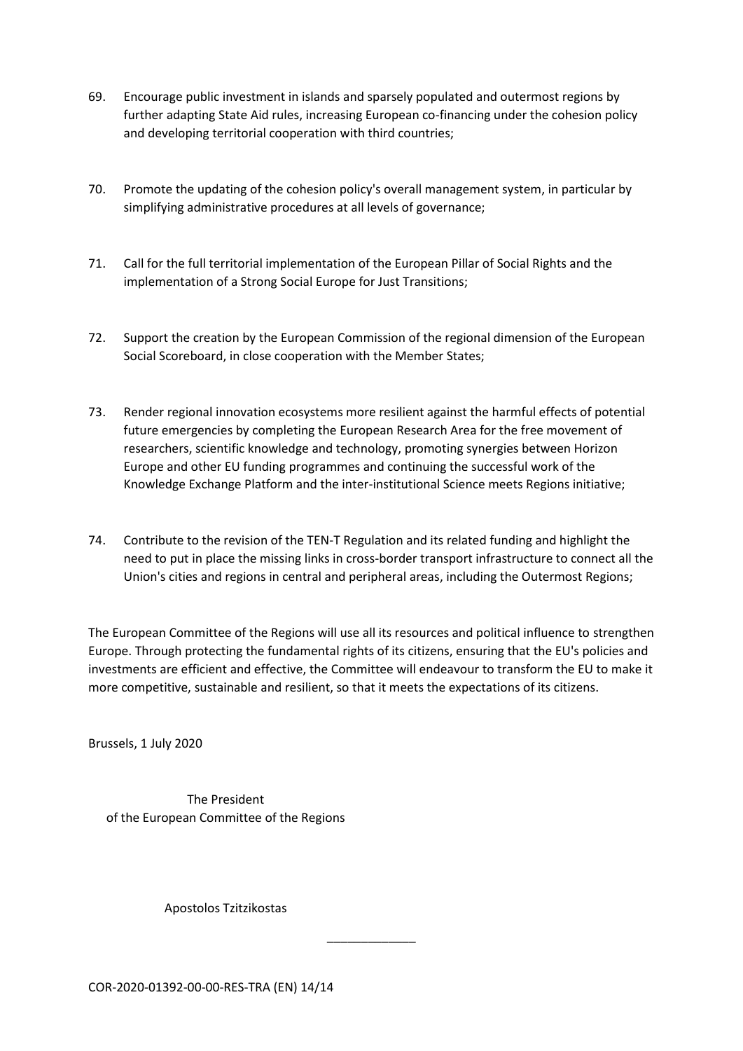69. Encourage public investment in islands and sparsely populated and outermost regions by further adapting State Aid rules, increasing European co-financing under the cohesion policy and developing territorial cooperation with third countries;

70. Promote the updating of the cohesion policy's overall management system, in particular by simplifying administrative procedures at all levels of governance;

71. Call for the full territorial implementation of the European Pillar of Social Rights and the implementation of a Strong Social Europe for Just Transitions;

72. Support the creation by the European Commission of the regional dimension of the European Social Scoreboard, in close cooperation with the Member States;

73. Render regional innovation ecosystems more resilient against the harmful effects of potential future emergencies by completing the European Research Area for the free movement of researchers, scientific knowledge and technology, promoting synergies between Horizon Europe and other EU funding programmes and continuing the successful work of the Knowledge Exchange Platform and the inter-institutional Science meets Regions initiative;

74. Contribute to the revision of the TEN-T Regulation and its related funding and highlight the need to put in place the missing links in cross-border transport infrastructure to connect all the Union's cities and regions in central and peripheral areas, including the Outermost Regions;

The European Committee of the Regions will use all its resources and political influence to strengthen Europe. Through protecting the fundamental rights of its citizens, ensuring that the EU's policies and investments are efficient and effective, the Committee will endeavour to transform the EU to make it more competitive, sustainable and resilient, so that it meets the expectations of its citizens.

Brussels, 1 July 2020

The President
of the European Committee of the Regions

Apostolos Tzitzikostas

_____________